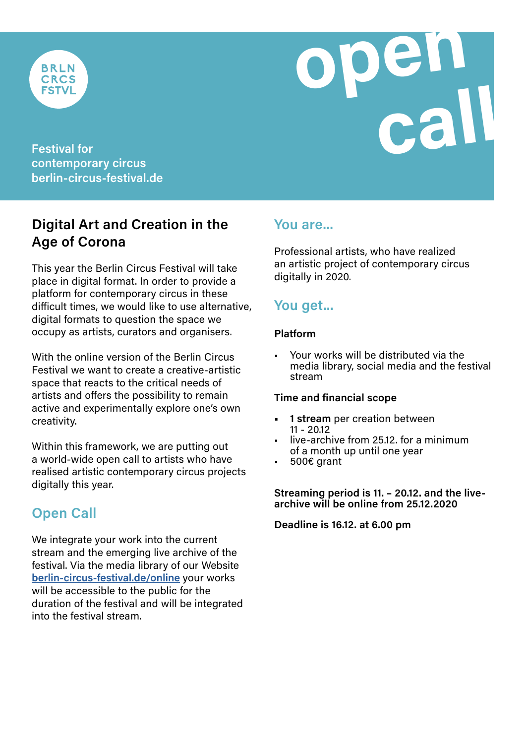BRLN CRCS FSTVL

Festival for contemporary circus
berlin-circus-festival.de

# open call

## Digital Art and Creation in the Age of Corona

This year the Berlin Circus Festival will take place in digital format. In order to provide a platform for contemporary circus in these difficult times, we would like to use alternative, digital formats to question the space we occupy as artists, curators and organisers.

With the online version of the Berlin Circus Festival we want to create a creative-artistic space that reacts to the critical needs of artists and offers the possibility to remain active and experimentally explore one's own creativity.

Within this framework, we are putting out a world-wide open call to artists who have realised artistic contemporary circus projects digitally this year.

## Open Call

We integrate your work into the current stream and the emerging live archive of the festival. Via the media library of our Website [berlin-circus-festival.de/online](berlin-circus-festival.de/online) your works will be accessible to the public for the duration of the festival and will be integrated into the festival stream.

## You are...

Professional artists, who have realized an artistic project of contemporary circus digitally in 2020.

## You get...

**Platform**

- Your works will be distributed via the media library, social media and the festival stream

**Time and financial scope**

- **1 stream** per creation between 11 - 20.12
- live-archive from 25.12. for a minimum of a month up until one year
- 500€ grant

**Streaming period is 11. – 20.12. and the live-archive will be online from 25.12.2020**

**Deadline is 16.12. at 6.00 pm**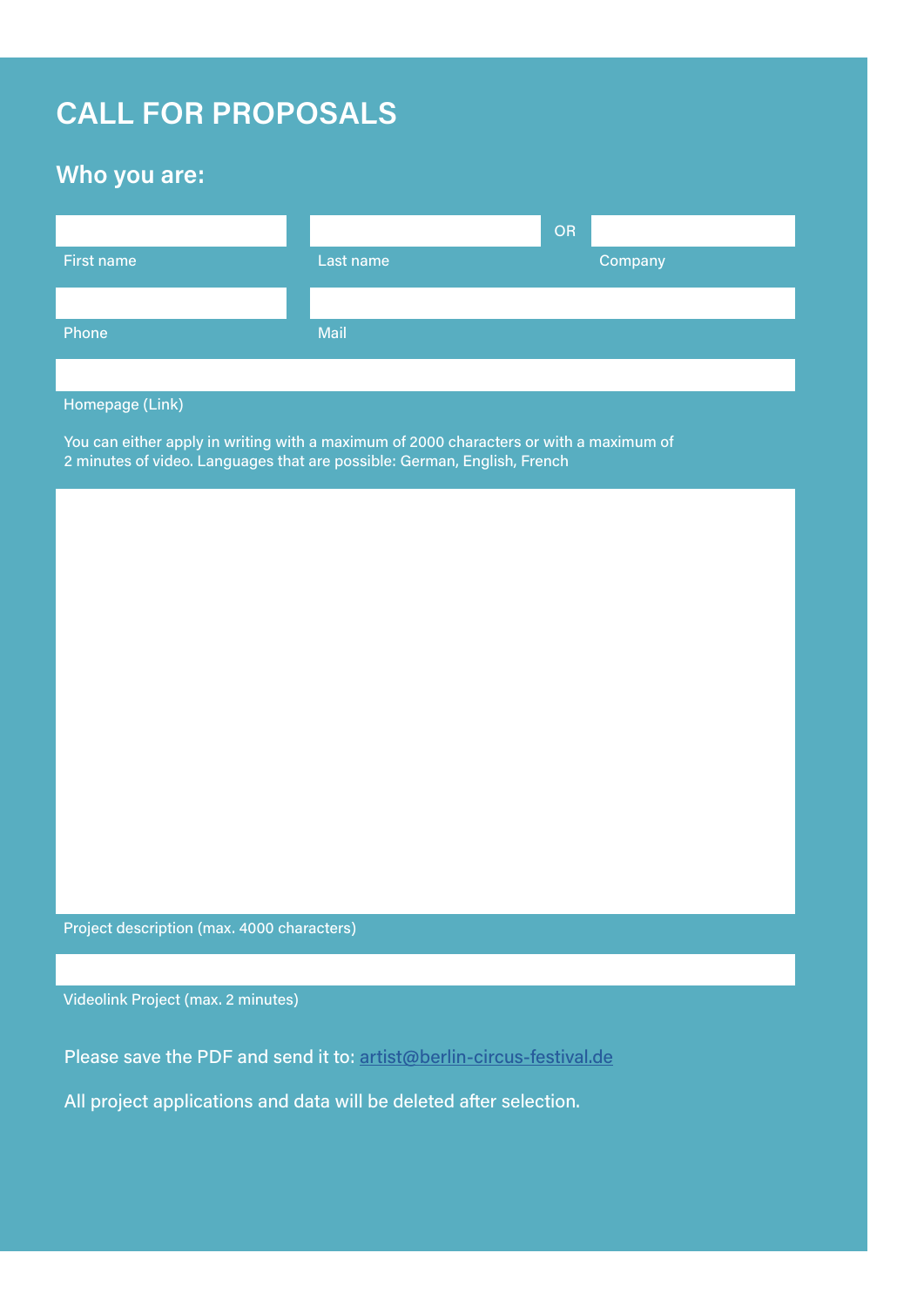# CALL FOR PROPOSALS

## Who you are:

First name

Last name

OR

Company

Phone

Mail

Homepage (Link)

You can either apply in writing with a maximum of 2000 characters or with a maximum of 2 minutes of video. Languages that are possible: German, English, French

Project description (max. 4000 characters)

Videolink Project (max. 2 minutes)

Please save the PDF and send it to: artist@berlin-circus-festival.de

All project applications and data will be deleted after selection.